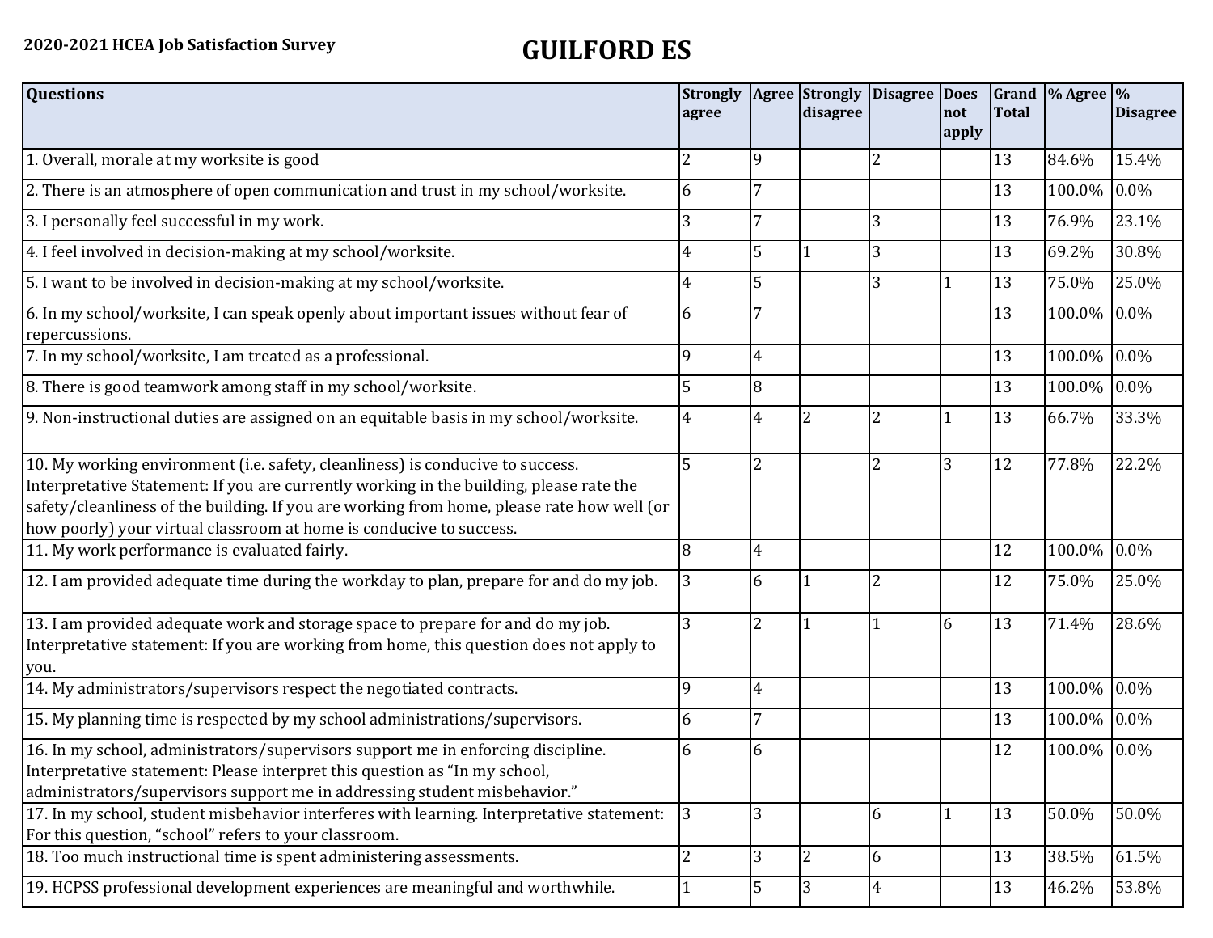2020-2021 HCEA Job Satisfaction Survey

# GUILFORD ES

| Questions | Strongly agree | Agree | Strongly disagree | Disagree | Does not apply | Grand Total | % Agree | % Disagree |
|---|---|---|---|---|---|---|---|---|
| 1. Overall, morale at my worksite is good | 2 | 9 | | 2 | | 13 | 84.6% | 15.4% |
| 2. There is an atmosphere of open communication and trust in my school/worksite. | 6 | 7 | | | | 13 | 100.0% | 0.0% |
| 3. I personally feel successful in my work. | 3 | 7 | | 3 | | 13 | 76.9% | 23.1% |
| 4. I feel involved in decision-making at my school/worksite. | 4 | 5 | 1 | 3 | | 13 | 69.2% | 30.8% |
| 5. I want to be involved in decision-making at my school/worksite. | 4 | 5 | | 3 | 1 | 13 | 75.0% | 25.0% |
| 6. In my school/worksite, I can speak openly about important issues without fear of repercussions. | 6 | 7 | | | | 13 | 100.0% | 0.0% |
| 7. In my school/worksite, I am treated as a professional. | 9 | 4 | | | | 13 | 100.0% | 0.0% |
| 8. There is good teamwork among staff in my school/worksite. | 5 | 8 | | | | 13 | 100.0% | 0.0% |
| 9. Non-instructional duties are assigned on an equitable basis in my school/worksite. | 4 | 4 | 2 | 2 | 1 | 13 | 66.7% | 33.3% |
| 10. My working environment (i.e. safety, cleanliness) is conducive to success. Interpretative Statement: If you are currently working in the building, please rate the safety/cleanliness of the building. If you are working from home, please rate how well (or how poorly) your virtual classroom at home is conducive to success. | 5 | 2 | | 2 | 3 | 12 | 77.8% | 22.2% |
| 11. My work performance is evaluated fairly. | 8 | 4 | | | | 12 | 100.0% | 0.0% |
| 12. I am provided adequate time during the workday to plan, prepare for and do my job. | 3 | 6 | 1 | 2 | | 12 | 75.0% | 25.0% |
| 13. I am provided adequate work and storage space to prepare for and do my job. Interpretative statement: If you are working from home, this question does not apply to you. | 3 | 2 | 1 | 1 | 6 | 13 | 71.4% | 28.6% |
| 14. My administrators/supervisors respect the negotiated contracts. | 9 | 4 | | | | 13 | 100.0% | 0.0% |
| 15. My planning time is respected by my school administrations/supervisors. | 6 | 7 | | | | 13 | 100.0% | 0.0% |
| 16. In my school, administrators/supervisors support me in enforcing discipline. Interpretative statement: Please interpret this question as "In my school, administrators/supervisors support me in addressing student misbehavior." | 6 | 6 | | | | 12 | 100.0% | 0.0% |
| 17. In my school, student misbehavior interferes with learning. Interpretative statement: For this question, "school" refers to your classroom. | 3 | 3 | | 6 | 1 | 13 | 50.0% | 50.0% |
| 18. Too much instructional time is spent administering assessments. | 2 | 3 | 2 | 6 | | 13 | 38.5% | 61.5% |
| 19. HCPSS professional development experiences are meaningful and worthwhile. | 1 | 5 | 3 | 4 | | 13 | 46.2% | 53.8% |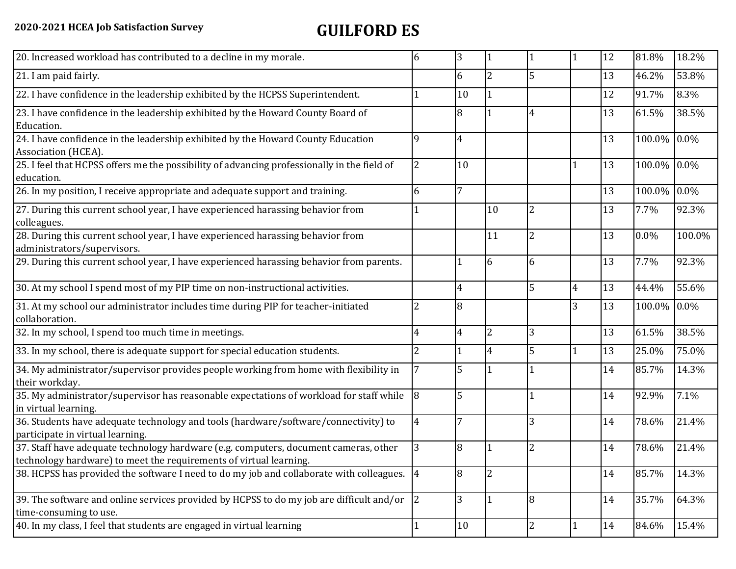| | | | | | | | |
|---|---|---|---|---|---|---|---|
| 20. Increased workload has contributed to a decline in my morale. | 6 | 3 | 1 | 1 | 1 | 12 | 81.8% | 18.2% |
| 21. I am paid fairly. | | 6 | 2 | 5 | | 13 | 46.2% | 53.8% |
| 22. I have confidence in the leadership exhibited by the HCPSS Superintendent. | 1 | 10 | 1 | | | 12 | 91.7% | 8.3% |
| 23. I have confidence in the leadership exhibited by the Howard County Board of Education. | | 8 | 1 | 4 | | 13 | 61.5% | 38.5% |
| 24. I have confidence in the leadership exhibited by the Howard County Education Association (HCEA). | 9 | 4 | | | | 13 | 100.0% | 0.0% |
| 25. I feel that HCPSS offers me the possibility of advancing professionally in the field of education. | 2 | 10 | | | 1 | 13 | 100.0% | 0.0% |
| 26. In my position, I receive appropriate and adequate support and training. | 6 | 7 | | | | 13 | 100.0% | 0.0% |
| 27. During this current school year, I have experienced harassing behavior from colleagues. | 1 | | 10 | 2 | | 13 | 7.7% | 92.3% |
| 28. During this current school year, I have experienced harassing behavior from administrators/supervisors. | | | 11 | 2 | | 13 | 0.0% | 100.0% |
| 29. During this current school year, I have experienced harassing behavior from parents. | | 1 | 6 | 6 | | 13 | 7.7% | 92.3% |
| 30. At my school I spend most of my PIP time on non-instructional activities. | | 4 | | 5 | 4 | 13 | 44.4% | 55.6% |
| 31. At my school our administrator includes time during PIP for teacher-initiated collaboration. | 2 | 8 | | | 3 | 13 | 100.0% | 0.0% |
| 32. In my school, I spend too much time in meetings. | 4 | 4 | 2 | 3 | | 13 | 61.5% | 38.5% |
| 33. In my school, there is adequate support for special education students. | 2 | 1 | 4 | 5 | 1 | 13 | 25.0% | 75.0% |
| 34. My administrator/supervisor provides people working from home with flexibility in their workday. | 7 | 5 | 1 | 1 | | 14 | 85.7% | 14.3% |
| 35. My administrator/supervisor has reasonable expectations of workload for staff while in virtual learning. | 8 | 5 | | 1 | | 14 | 92.9% | 7.1% |
| 36. Students have adequate technology and tools (hardware/software/connectivity) to participate in virtual learning. | 4 | 7 | | 3 | | 14 | 78.6% | 21.4% |
| 37. Staff have adequate technology hardware (e.g. computers, document cameras, other technology hardware) to meet the requirements of virtual learning. | 3 | 8 | 1 | 2 | | 14 | 78.6% | 21.4% |
| 38. HCPSS has provided the software I need to do my job and collaborate with colleagues. | 4 | 8 | 2 | | | 14 | 85.7% | 14.3% |
| 39. The software and online services provided by HCPSS to do my job are difficult and/or time-consuming to use. | 2 | 3 | 1 | 8 | | 14 | 35.7% | 64.3% |
| 40. In my class, I feel that students are engaged in virtual learning | 1 | 10 | | 2 | 1 | 14 | 84.6% | 15.4% |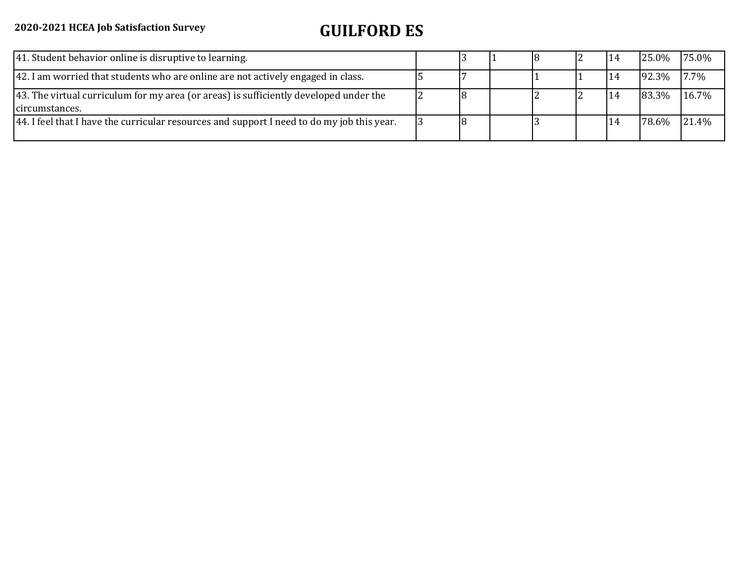| | | | | | | | | |
|---|---|---|---|---|---|---|---|---|
| 41. Student behavior online is disruptive to learning. | | 3 | 1 | 8 | 2 | 14 | 25.0% | 75.0% |
| 42. I am worried that students who are online are not actively engaged in class. | 5 | 7 | | 1 | 1 | 14 | 92.3% | 7.7% |
| 43. The virtual curriculum for my area (or areas) is sufficiently developed under the circumstances. | 2 | 8 | | 2 | 2 | 14 | 83.3% | 16.7% |
| 44. I feel that I have the curricular resources and support I need to do my job this year. | 3 | 8 | | 3 | | 14 | 78.6% | 21.4% |